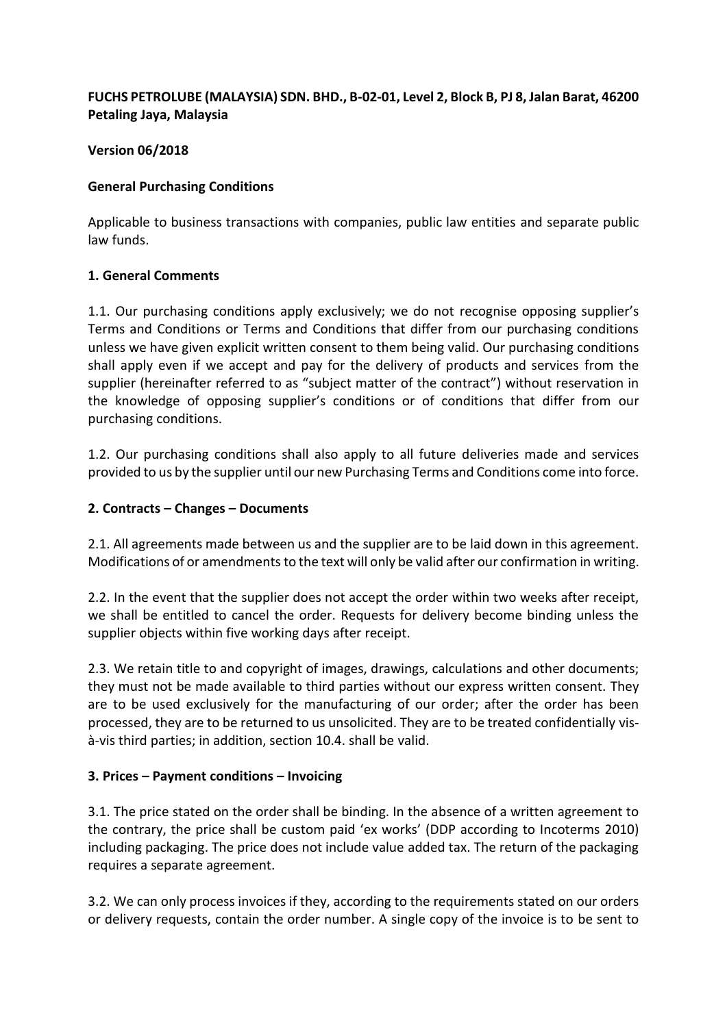**FUCHS PETROLUBE (MALAYSIA) SDN. BHD., B-02-01, Level 2, Block B, PJ 8, Jalan Barat, 46200 Petaling Jaya, Malaysia**

**Version 06/2018**

**General Purchasing Conditions**

Applicable to business transactions with companies, public law entities and separate public law funds.

**1. General Comments**

1.1. Our purchasing conditions apply exclusively; we do not recognise opposing supplier's Terms and Conditions or Terms and Conditions that differ from our purchasing conditions unless we have given explicit written consent to them being valid. Our purchasing conditions shall apply even if we accept and pay for the delivery of products and services from the supplier (hereinafter referred to as "subject matter of the contract") without reservation in the knowledge of opposing supplier's conditions or of conditions that differ from our purchasing conditions.

1.2. Our purchasing conditions shall also apply to all future deliveries made and services provided to us by the supplier until our new Purchasing Terms and Conditions come into force.

**2. Contracts – Changes – Documents**

2.1. All agreements made between us and the supplier are to be laid down in this agreement. Modifications of or amendments to the text will only be valid after our confirmation in writing.

2.2. In the event that the supplier does not accept the order within two weeks after receipt, we shall be entitled to cancel the order. Requests for delivery become binding unless the supplier objects within five working days after receipt.

2.3. We retain title to and copyright of images, drawings, calculations and other documents; they must not be made available to third parties without our express written consent. They are to be used exclusively for the manufacturing of our order; after the order has been processed, they are to be returned to us unsolicited. They are to be treated confidentially vis-à-vis third parties; in addition, section 10.4. shall be valid.

**3. Prices – Payment conditions – Invoicing**

3.1. The price stated on the order shall be binding. In the absence of a written agreement to the contrary, the price shall be custom paid 'ex works' (DDP according to Incoterms 2010) including packaging. The price does not include value added tax. The return of the packaging requires a separate agreement.

3.2. We can only process invoices if they, according to the requirements stated on our orders or delivery requests, contain the order number. A single copy of the invoice is to be sent to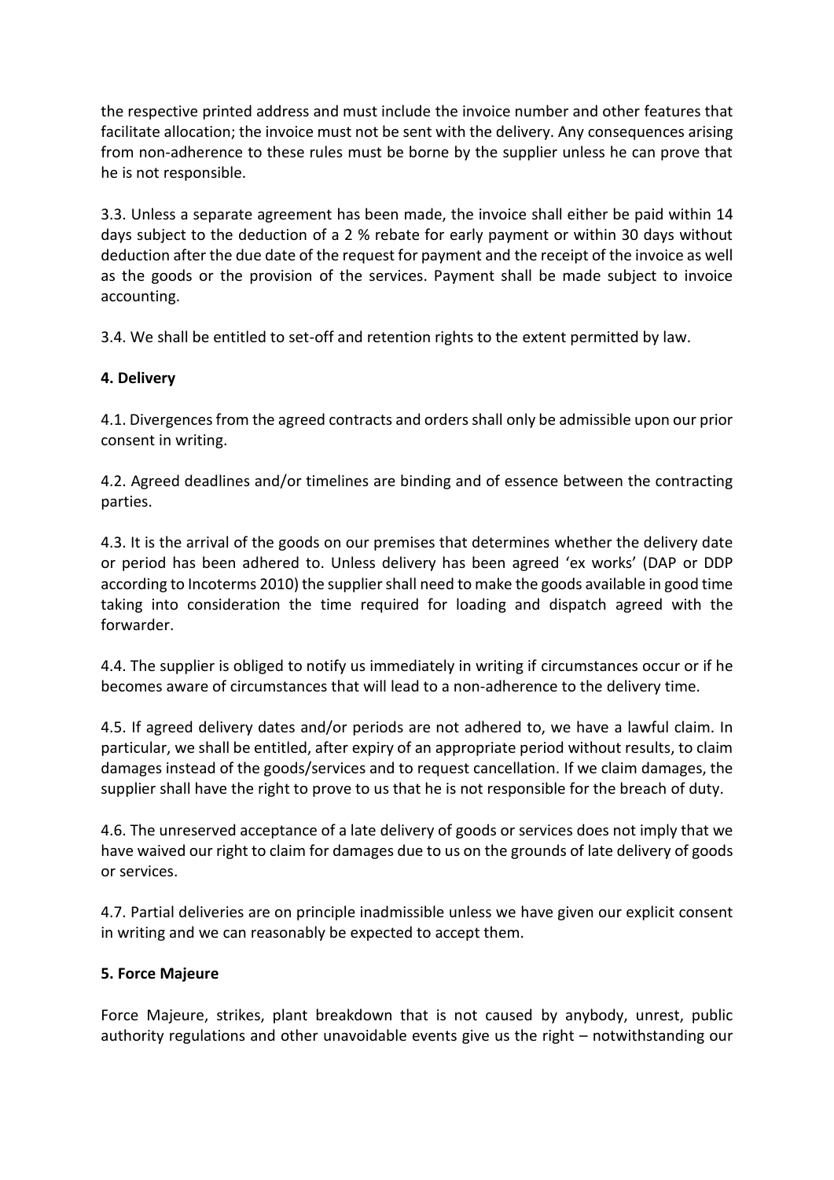the respective printed address and must include the invoice number and other features that facilitate allocation; the invoice must not be sent with the delivery. Any consequences arising from non-adherence to these rules must be borne by the supplier unless he can prove that he is not responsible.

3.3. Unless a separate agreement has been made, the invoice shall either be paid within 14 days subject to the deduction of a 2 % rebate for early payment or within 30 days without deduction after the due date of the request for payment and the receipt of the invoice as well as the goods or the provision of the services. Payment shall be made subject to invoice accounting.

3.4. We shall be entitled to set-off and retention rights to the extent permitted by law.

**4. Delivery**

4.1. Divergences from the agreed contracts and orders shall only be admissible upon our prior consent in writing.

4.2. Agreed deadlines and/or timelines are binding and of essence between the contracting parties.

4.3. It is the arrival of the goods on our premises that determines whether the delivery date or period has been adhered to. Unless delivery has been agreed 'ex works' (DAP or DDP according to Incoterms 2010) the supplier shall need to make the goods available in good time taking into consideration the time required for loading and dispatch agreed with the forwarder.

4.4. The supplier is obliged to notify us immediately in writing if circumstances occur or if he becomes aware of circumstances that will lead to a non-adherence to the delivery time.

4.5. If agreed delivery dates and/or periods are not adhered to, we have a lawful claim. In particular, we shall be entitled, after expiry of an appropriate period without results, to claim damages instead of the goods/services and to request cancellation. If we claim damages, the supplier shall have the right to prove to us that he is not responsible for the breach of duty.

4.6. The unreserved acceptance of a late delivery of goods or services does not imply that we have waived our right to claim for damages due to us on the grounds of late delivery of goods or services.

4.7. Partial deliveries are on principle inadmissible unless we have given our explicit consent in writing and we can reasonably be expected to accept them.

**5. Force Majeure**

Force Majeure, strikes, plant breakdown that is not caused by anybody, unrest, public authority regulations and other unavoidable events give us the right – notwithstanding our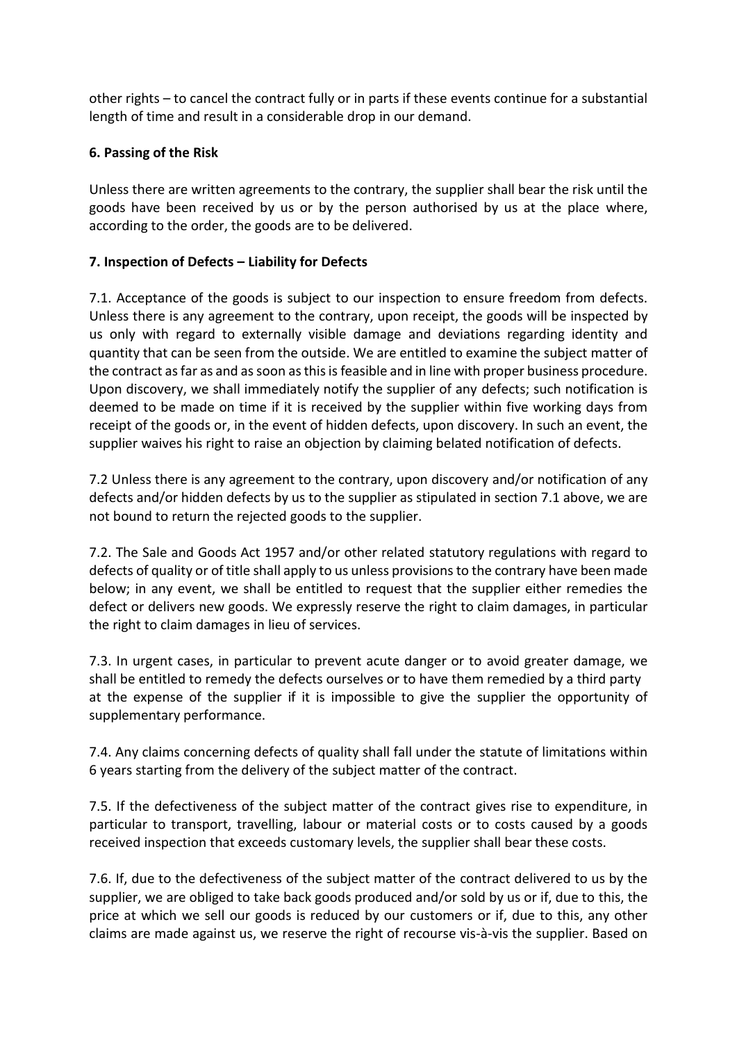other rights – to cancel the contract fully or in parts if these events continue for a substantial length of time and result in a considerable drop in our demand.

**6. Passing of the Risk**

Unless there are written agreements to the contrary, the supplier shall bear the risk until the goods have been received by us or by the person authorised by us at the place where, according to the order, the goods are to be delivered.

**7. Inspection of Defects – Liability for Defects**

7.1. Acceptance of the goods is subject to our inspection to ensure freedom from defects. Unless there is any agreement to the contrary, upon receipt, the goods will be inspected by us only with regard to externally visible damage and deviations regarding identity and quantity that can be seen from the outside. We are entitled to examine the subject matter of the contract as far as and as soon as this is feasible and in line with proper business procedure. Upon discovery, we shall immediately notify the supplier of any defects; such notification is deemed to be made on time if it is received by the supplier within five working days from receipt of the goods or, in the event of hidden defects, upon discovery. In such an event, the supplier waives his right to raise an objection by claiming belated notification of defects.

7.2 Unless there is any agreement to the contrary, upon discovery and/or notification of any defects and/or hidden defects by us to the supplier as stipulated in section 7.1 above, we are not bound to return the rejected goods to the supplier.

7.2. The Sale and Goods Act 1957 and/or other related statutory regulations with regard to defects of quality or of title shall apply to us unless provisions to the contrary have been made below; in any event, we shall be entitled to request that the supplier either remedies the defect or delivers new goods. We expressly reserve the right to claim damages, in particular the right to claim damages in lieu of services.

7.3. In urgent cases, in particular to prevent acute danger or to avoid greater damage, we shall be entitled to remedy the defects ourselves or to have them remedied by a third party at the expense of the supplier if it is impossible to give the supplier the opportunity of supplementary performance.

7.4. Any claims concerning defects of quality shall fall under the statute of limitations within 6 years starting from the delivery of the subject matter of the contract.

7.5. If the defectiveness of the subject matter of the contract gives rise to expenditure, in particular to transport, travelling, labour or material costs or to costs caused by a goods received inspection that exceeds customary levels, the supplier shall bear these costs.

7.6. If, due to the defectiveness of the subject matter of the contract delivered to us by the supplier, we are obliged to take back goods produced and/or sold by us or if, due to this, the price at which we sell our goods is reduced by our customers or if, due to this, any other claims are made against us, we reserve the right of recourse vis-à-vis the supplier. Based on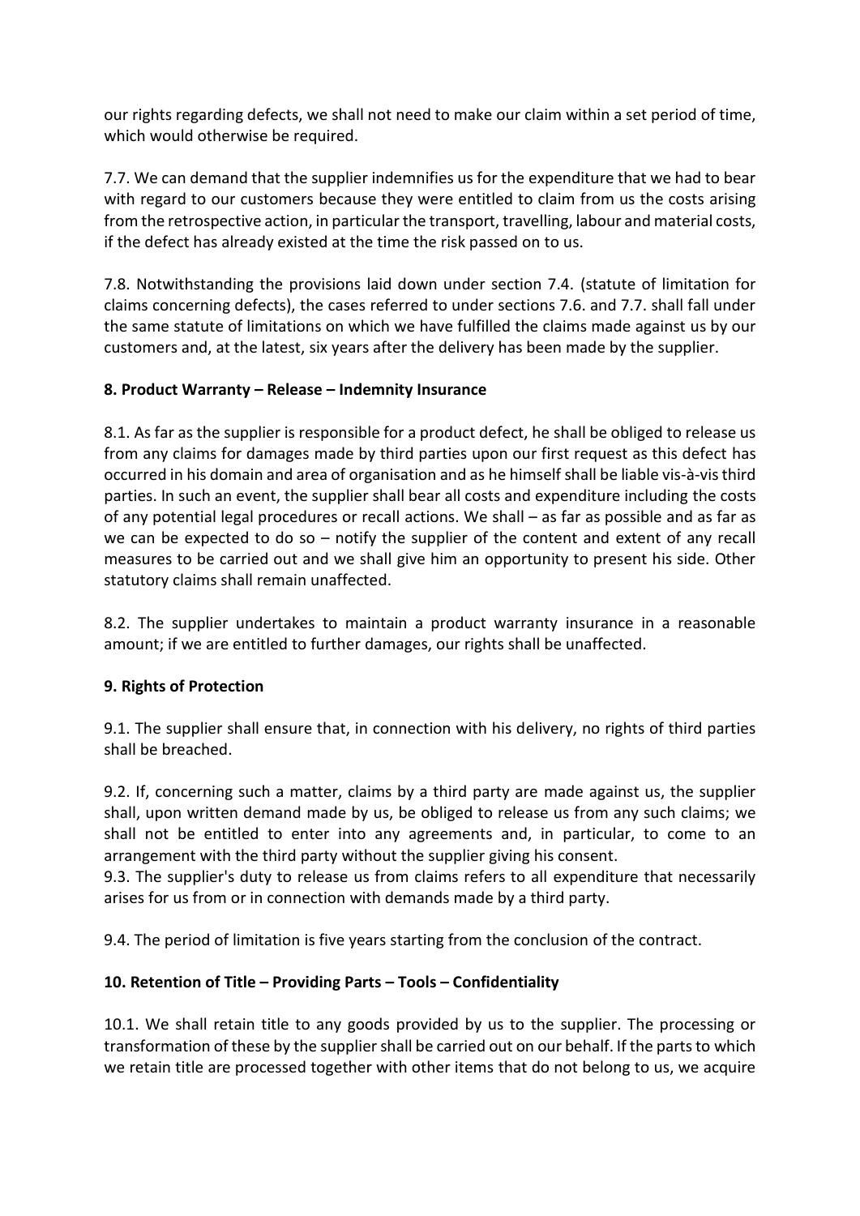our rights regarding defects, we shall not need to make our claim within a set period of time, which would otherwise be required.

7.7. We can demand that the supplier indemnifies us for the expenditure that we had to bear with regard to our customers because they were entitled to claim from us the costs arising from the retrospective action, in particular the transport, travelling, labour and material costs, if the defect has already existed at the time the risk passed on to us.

7.8. Notwithstanding the provisions laid down under section 7.4. (statute of limitation for claims concerning defects), the cases referred to under sections 7.6. and 7.7. shall fall under the same statute of limitations on which we have fulfilled the claims made against us by our customers and, at the latest, six years after the delivery has been made by the supplier.

**8. Product Warranty – Release – Indemnity Insurance**

8.1. As far as the supplier is responsible for a product defect, he shall be obliged to release us from any claims for damages made by third parties upon our first request as this defect has occurred in his domain and area of organisation and as he himself shall be liable vis-à-vis third parties. In such an event, the supplier shall bear all costs and expenditure including the costs of any potential legal procedures or recall actions. We shall – as far as possible and as far as we can be expected to do so – notify the supplier of the content and extent of any recall measures to be carried out and we shall give him an opportunity to present his side. Other statutory claims shall remain unaffected.

8.2. The supplier undertakes to maintain a product warranty insurance in a reasonable amount; if we are entitled to further damages, our rights shall be unaffected.

**9. Rights of Protection**

9.1. The supplier shall ensure that, in connection with his delivery, no rights of third parties shall be breached.

9.2. If, concerning such a matter, claims by a third party are made against us, the supplier shall, upon written demand made by us, be obliged to release us from any such claims; we shall not be entitled to enter into any agreements and, in particular, to come to an arrangement with the third party without the supplier giving his consent.

9.3. The supplier's duty to release us from claims refers to all expenditure that necessarily arises for us from or in connection with demands made by a third party.

9.4. The period of limitation is five years starting from the conclusion of the contract.

**10. Retention of Title – Providing Parts – Tools – Confidentiality**

10.1. We shall retain title to any goods provided by us to the supplier. The processing or transformation of these by the supplier shall be carried out on our behalf. If the parts to which we retain title are processed together with other items that do not belong to us, we acquire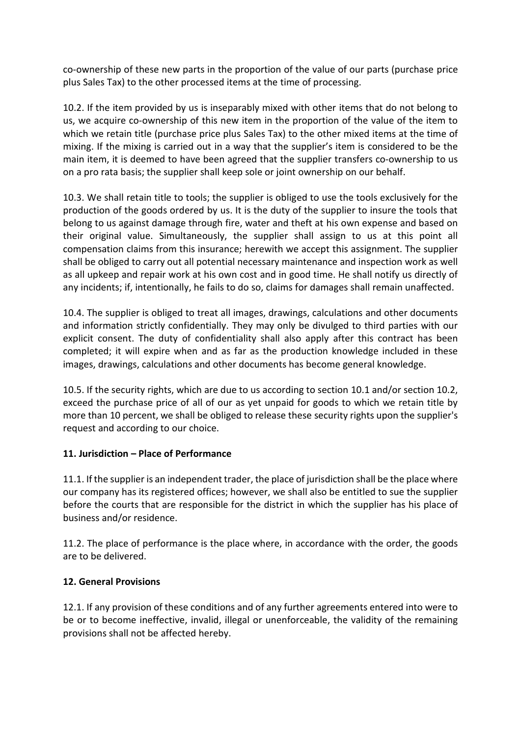co-ownership of these new parts in the proportion of the value of our parts (purchase price plus Sales Tax) to the other processed items at the time of processing.

10.2. If the item provided by us is inseparably mixed with other items that do not belong to us, we acquire co-ownership of this new item in the proportion of the value of the item to which we retain title (purchase price plus Sales Tax) to the other mixed items at the time of mixing. If the mixing is carried out in a way that the supplier's item is considered to be the main item, it is deemed to have been agreed that the supplier transfers co-ownership to us on a pro rata basis; the supplier shall keep sole or joint ownership on our behalf.

10.3. We shall retain title to tools; the supplier is obliged to use the tools exclusively for the production of the goods ordered by us. It is the duty of the supplier to insure the tools that belong to us against damage through fire, water and theft at his own expense and based on their original value. Simultaneously, the supplier shall assign to us at this point all compensation claims from this insurance; herewith we accept this assignment. The supplier shall be obliged to carry out all potential necessary maintenance and inspection work as well as all upkeep and repair work at his own cost and in good time. He shall notify us directly of any incidents; if, intentionally, he fails to do so, claims for damages shall remain unaffected.

10.4. The supplier is obliged to treat all images, drawings, calculations and other documents and information strictly confidentially. They may only be divulged to third parties with our explicit consent. The duty of confidentiality shall also apply after this contract has been completed; it will expire when and as far as the production knowledge included in these images, drawings, calculations and other documents has become general knowledge.

10.5. If the security rights, which are due to us according to section 10.1 and/or section 10.2, exceed the purchase price of all of our as yet unpaid for goods to which we retain title by more than 10 percent, we shall be obliged to release these security rights upon the supplier's request and according to our choice.

**11. Jurisdiction – Place of Performance**

11.1. If the supplier is an independent trader, the place of jurisdiction shall be the place where our company has its registered offices; however, we shall also be entitled to sue the supplier before the courts that are responsible for the district in which the supplier has his place of business and/or residence.

11.2. The place of performance is the place where, in accordance with the order, the goods are to be delivered.

**12. General Provisions**

12.1. If any provision of these conditions and of any further agreements entered into were to be or to become ineffective, invalid, illegal or unenforceable, the validity of the remaining provisions shall not be affected hereby.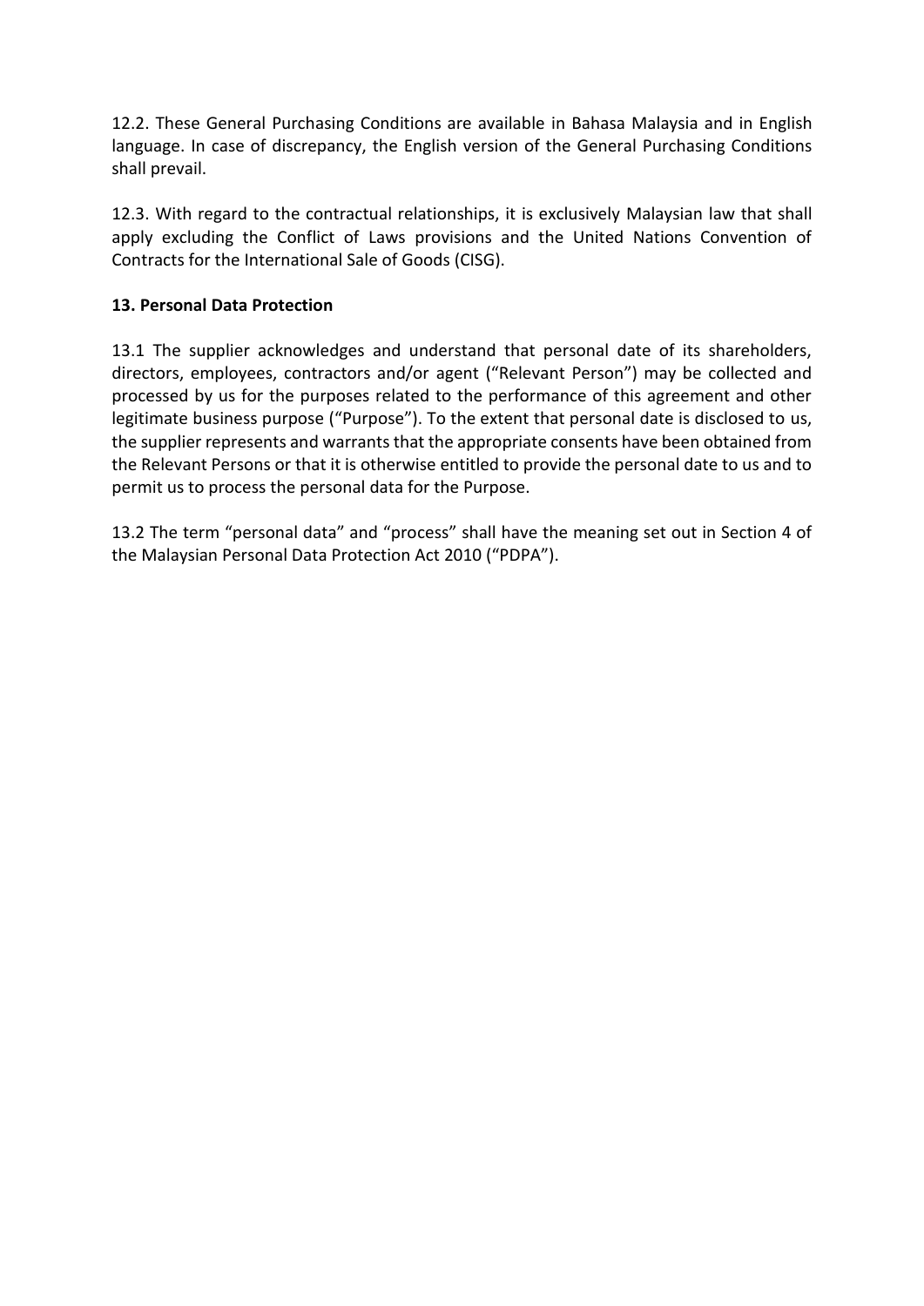12.2. These General Purchasing Conditions are available in Bahasa Malaysia and in English language. In case of discrepancy, the English version of the General Purchasing Conditions shall prevail.

12.3. With regard to the contractual relationships, it is exclusively Malaysian law that shall apply excluding the Conflict of Laws provisions and the United Nations Convention of Contracts for the International Sale of Goods (CISG).

**13. Personal Data Protection**

13.1 The supplier acknowledges and understand that personal date of its shareholders, directors, employees, contractors and/or agent ("Relevant Person") may be collected and processed by us for the purposes related to the performance of this agreement and other legitimate business purpose ("Purpose"). To the extent that personal date is disclosed to us, the supplier represents and warrants that the appropriate consents have been obtained from the Relevant Persons or that it is otherwise entitled to provide the personal date to us and to permit us to process the personal data for the Purpose.

13.2 The term "personal data" and "process" shall have the meaning set out in Section 4 of the Malaysian Personal Data Protection Act 2010 ("PDPA").